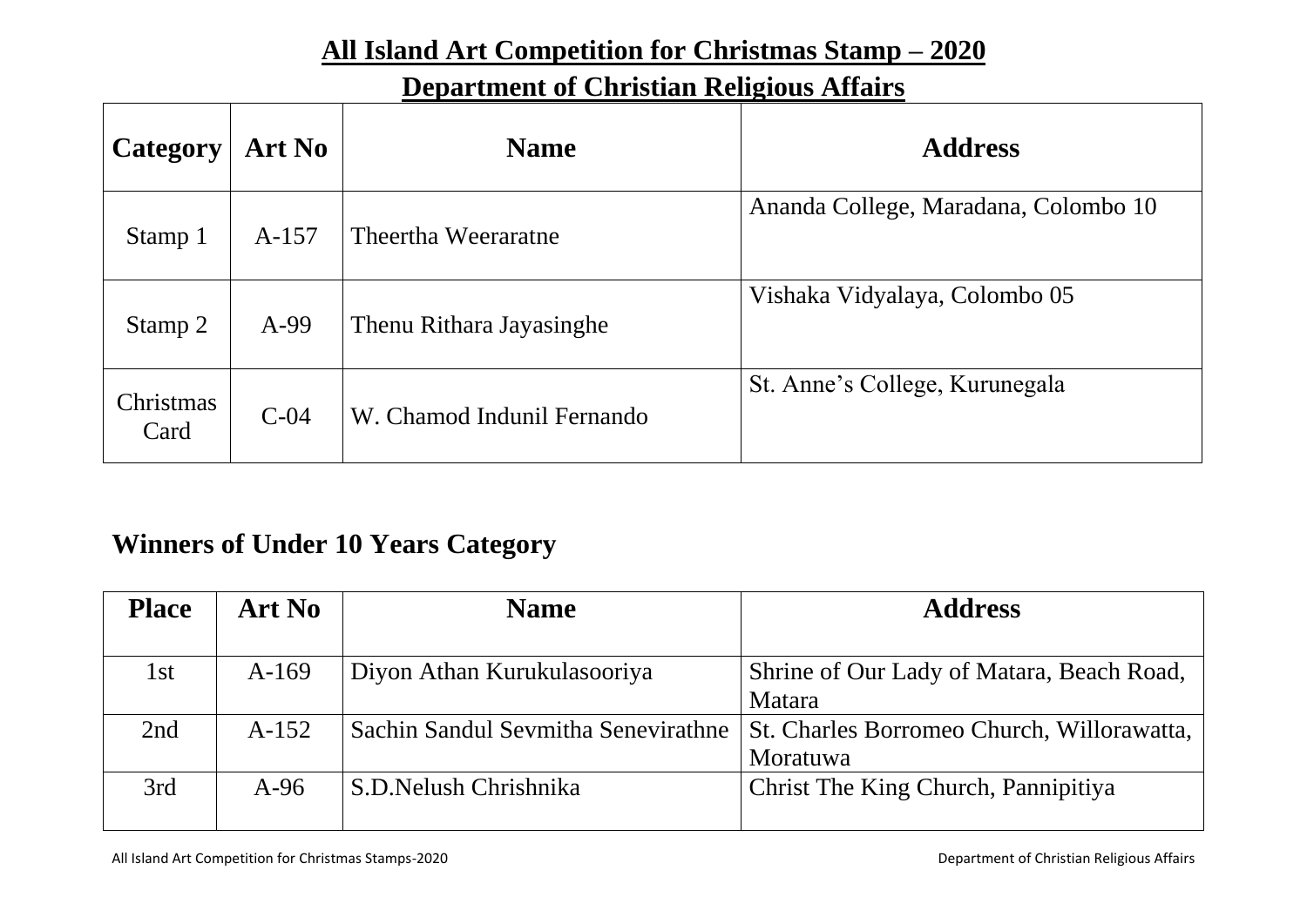# All Island Art Competition for Christmas Stamp – 2020

## Department of Christian Religious Affairs

| Category | Art No | Name | Address |
|---|---|---|---|
| Stamp 1 | A-157 | Theertha Weeraratne | Ananda College, Maradana, Colombo 10 |
| Stamp 2 | A-99 | Thenu Rithara Jayasinghe | Vishaka Vidyalaya, Colombo 05 |
| Christmas Card | C-04 | W. Chamod Indunil Fernando | St. Anne's College, Kurunegala |

## Winners of Under 10 Years Category

| Place | Art No | Name | Address |
|---|---|---|---|
| 1st | A-169 | Diyon Athan Kurukulasooriya | Shrine of Our Lady of Matara, Beach Road, Matara |
| 2nd | A-152 | Sachin Sandul Sevmitha Senevirathne | St. Charles Borromeo Church, Willorawatta, Moratuwa |
| 3rd | A-96 | S.D.Nelush Chrishnika | Christ The King Church, Pannipitiya |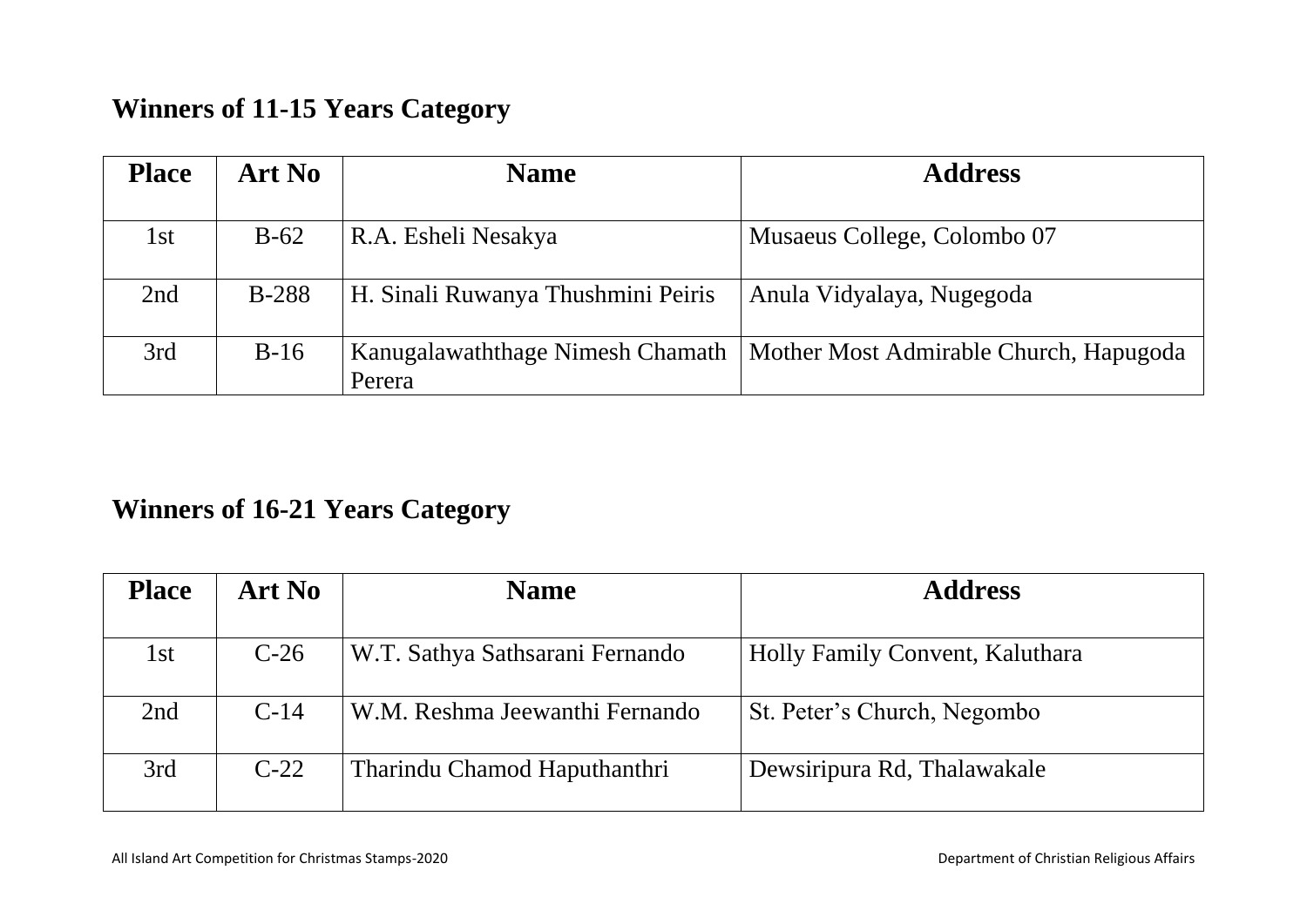## Winners of 11-15 Years Category

| Place | Art No | Name | Address |
|---|---|---|---|
| 1st | B-62 | R.A. Esheli Nesakya | Musaeus College, Colombo 07 |
| 2nd | B-288 | H. Sinali Ruwanya Thushmini Peiris | Anula Vidyalaya, Nugegoda |
| 3rd | B-16 | Kanugalawaththage Nimesh Chamath Perera | Mother Most Admirable Church, Hapugoda |

## Winners of 16-21 Years Category

| Place | Art No | Name | Address |
|---|---|---|---|
| 1st | C-26 | W.T. Sathya Sathsarani Fernando | Holly Family Convent, Kaluthara |
| 2nd | C-14 | W.M. Reshma Jeewanthi Fernando | St. Peter's Church, Negombo |
| 3rd | C-22 | Tharindu Chamod Haputhanthri | Dewsiripura Rd, Thalawakale |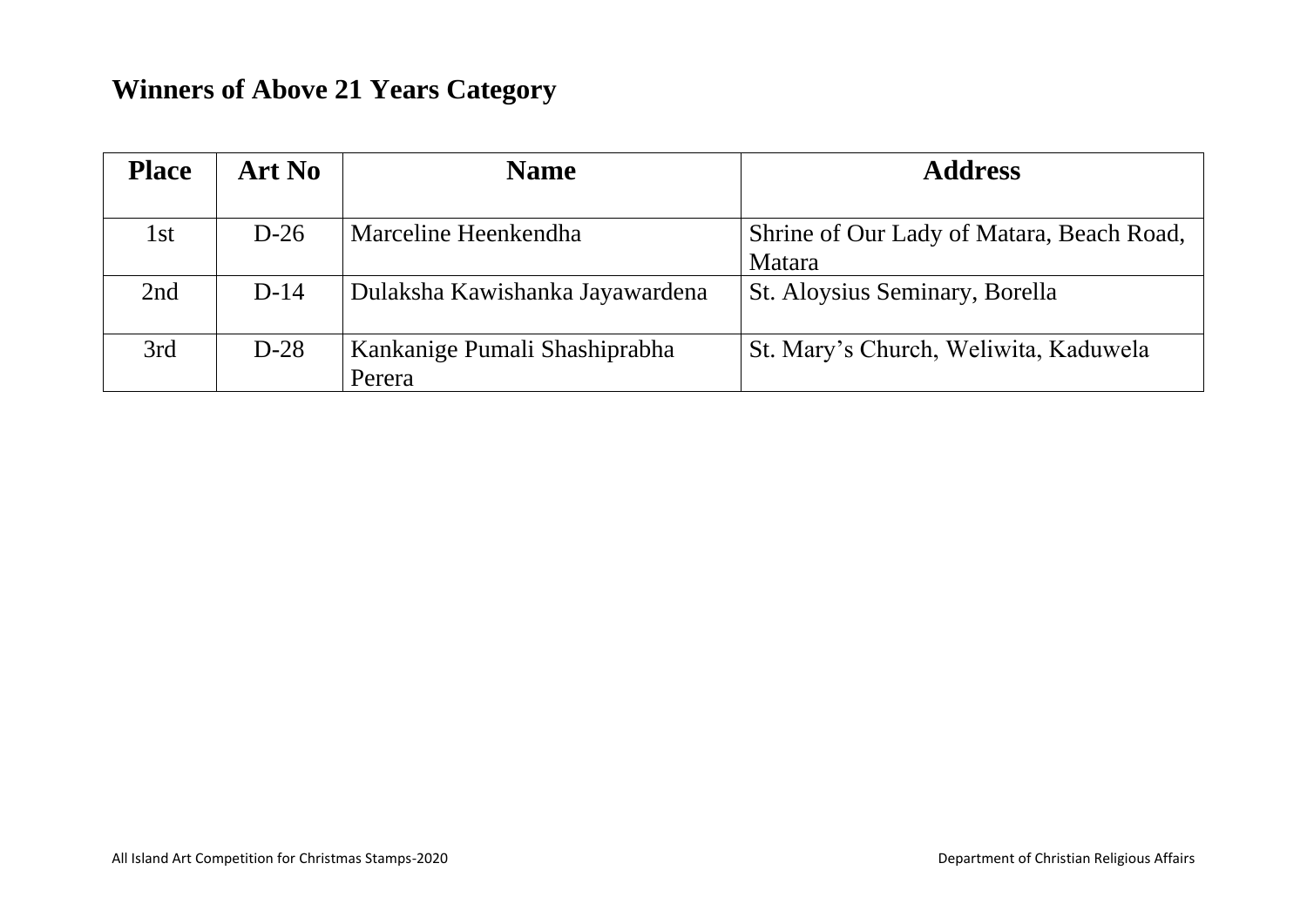## Winners of Above 21 Years Category

| Place | Art No | Name | Address |
|---|---|---|---|
| 1st | D-26 | Marceline Heenkendha | Shrine of Our Lady of Matara, Beach Road, Matara |
| 2nd | D-14 | Dulaksha Kawishanka Jayawardena | St. Aloysius Seminary, Borella |
| 3rd | D-28 | Kankanige Pumali Shashiprabha Perera | St. Mary's Church, Weliwita, Kaduwela |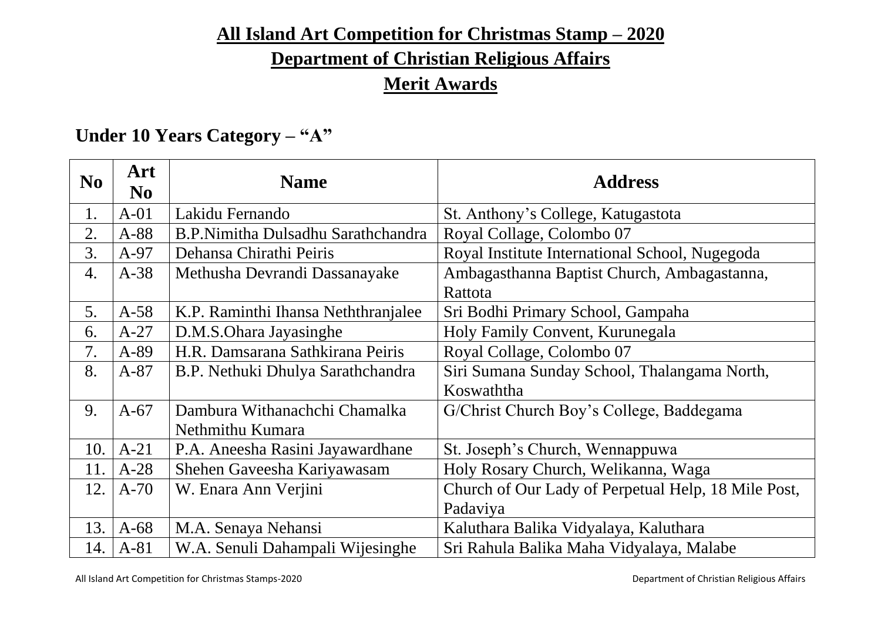# All Island Art Competition for Christmas Stamp – 2020

## Department of Christian Religious Affairs

## Merit Awards

### Under 10 Years Category – "A"

| No | Art No | Name | Address |
|---|---|---|---|
| 1. | A-01 | Lakidu Fernando | St. Anthony's College, Katugastota |
| 2. | A-88 | B.P.Nimitha Dulsadhu Sarathchandra | Royal Collage, Colombo 07 |
| 3. | A-97 | Dehansa Chirathi Peiris | Royal Institute International School, Nugegoda |
| 4. | A-38 | Methusha Devrandi Dassanayake | Ambagasthanna Baptist Church, Ambagastanna, Rattota |
| 5. | A-58 | K.P. Raminthi Ihansa Neththranjalee | Sri Bodhi Primary School, Gampaha |
| 6. | A-27 | D.M.S.Ohara Jayasinghe | Holy Family Convent, Kurunegala |
| 7. | A-89 | H.R. Damsarana Sathkirana Peiris | Royal Collage, Colombo 07 |
| 8. | A-87 | B.P. Nethuki Dhulya Sarathchandra | Siri Sumana Sunday School, Thalangama North, Koswaththa |
| 9. | A-67 | Dambura Withanachchi Chamalka Nethmithu Kumara | G/Christ Church Boy's College, Baddegama |
| 10. | A-21 | P.A. Aneesha Rasini Jayawardhane | St. Joseph's Church, Wennappuwa |
| 11. | A-28 | Shehen Gaveesha Kariyawasam | Holy Rosary Church, Welikanna, Waga |
| 12. | A-70 | W. Enara Ann Verjini | Church of Our Lady of Perpetual Help, 18 Mile Post, Padaviya |
| 13. | A-68 | M.A. Senaya Nehansi | Kaluthara Balika Vidyalaya, Kaluthara |
| 14. | A-81 | W.A. Senuli Dahampali Wijesinghe | Sri Rahula Balika Maha Vidyalaya, Malabe |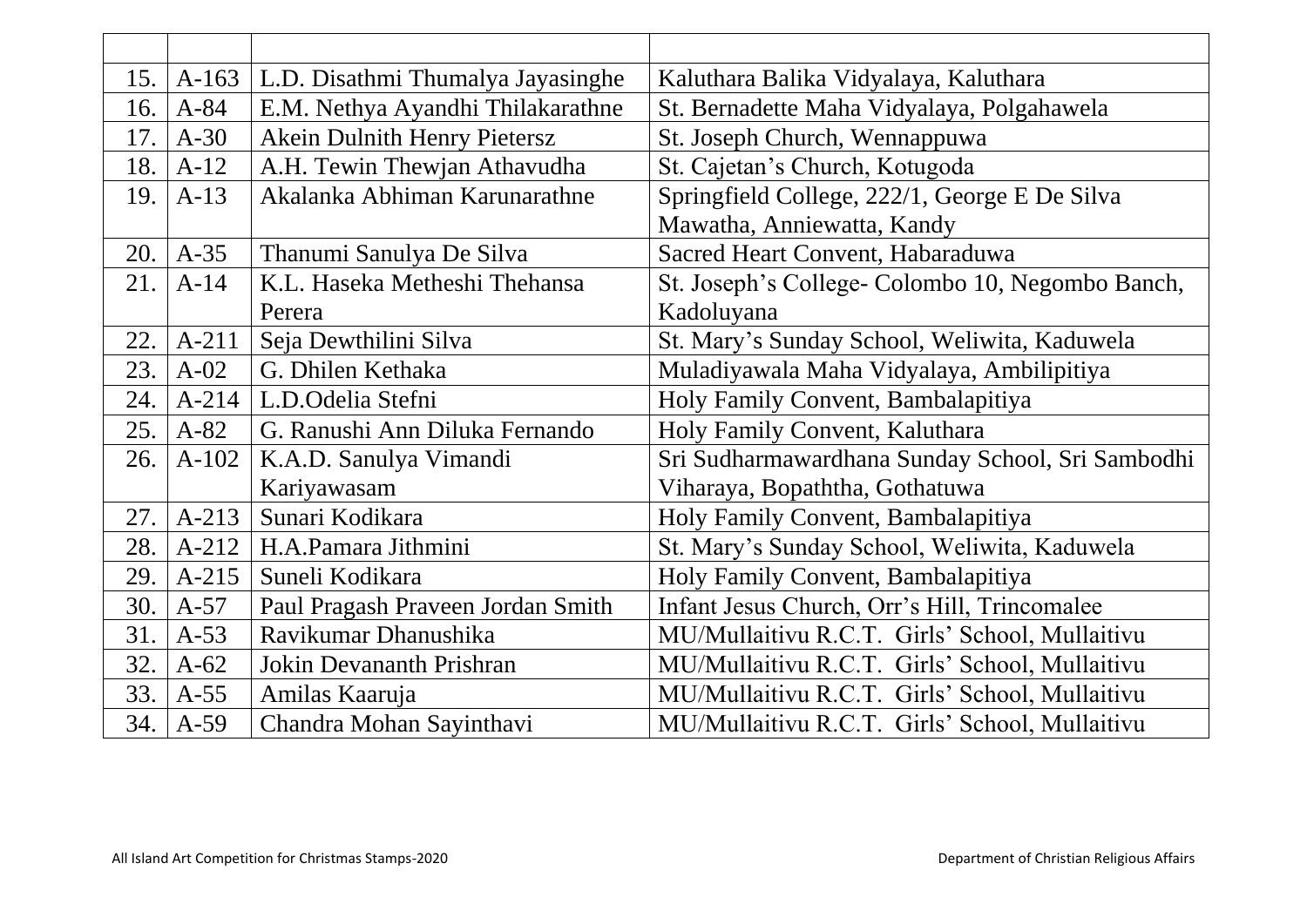| | | | |
|---|---|---|---|
| 15. | A-163 | L.D. Disathmi Thumalya Jayasinghe | Kaluthara Balika Vidyalaya, Kaluthara |
| 16. | A-84 | E.M. Nethya Ayandhi Thilakarathne | St. Bernadette Maha Vidyalaya, Polgahawela |
| 17. | A-30 | Akein Dulnith Henry Pietersz | St. Joseph Church, Wennappuwa |
| 18. | A-12 | A.H. Tewin Thewjan Athavudha | St. Cajetan's Church, Kotugoda |
| 19. | A-13 | Akalanka Abhiman Karunarathne | Springfield College, 222/1, George E De Silva Mawatha, Anniewatta, Kandy |
| 20. | A-35 | Thanumi Sanulya De Silva | Sacred Heart Convent, Habaraduwa |
| 21. | A-14 | K.L. Haseka Metheshi Thehansa Perera | St. Joseph's College- Colombo 10, Negombo Banch, Kadoluyana |
| 22. | A-211 | Seja Dewthilini Silva | St. Mary's Sunday School, Weliwita, Kaduwela |
| 23. | A-02 | G. Dhilen Kethaka | Muladiyawala Maha Vidyalaya, Ambilipitiya |
| 24. | A-214 | L.D.Odelia Stefni | Holy Family Convent, Bambalapitiya |
| 25. | A-82 | G. Ranushi Ann Diluka Fernando | Holy Family Convent, Kaluthara |
| 26. | A-102 | K.A.D. Sanulya Vimandi Kariyawasam | Sri Sudharmawardhana Sunday School, Sri Sambodhi Viharaya, Bopaththa, Gothatuwa |
| 27. | A-213 | Sunari Kodikara | Holy Family Convent, Bambalapitiya |
| 28. | A-212 | H.A.Pamara Jithmini | St. Mary's Sunday School, Weliwita, Kaduwela |
| 29. | A-215 | Suneli Kodikara | Holy Family Convent, Bambalapitiya |
| 30. | A-57 | Paul Pragash Praveen Jordan Smith | Infant Jesus Church, Orr's Hill, Trincomalee |
| 31. | A-53 | Ravikumar Dhanushika | MU/Mullaitivu R.C.T. Girls' School, Mullaitivu |
| 32. | A-62 | Jokin Devananth Prishran | MU/Mullaitivu R.C.T. Girls' School, Mullaitivu |
| 33. | A-55 | Amilas Kaaruja | MU/Mullaitivu R.C.T. Girls' School, Mullaitivu |
| 34. | A-59 | Chandra Mohan Sayinthavi | MU/Mullaitivu R.C.T. Girls' School, Mullaitivu |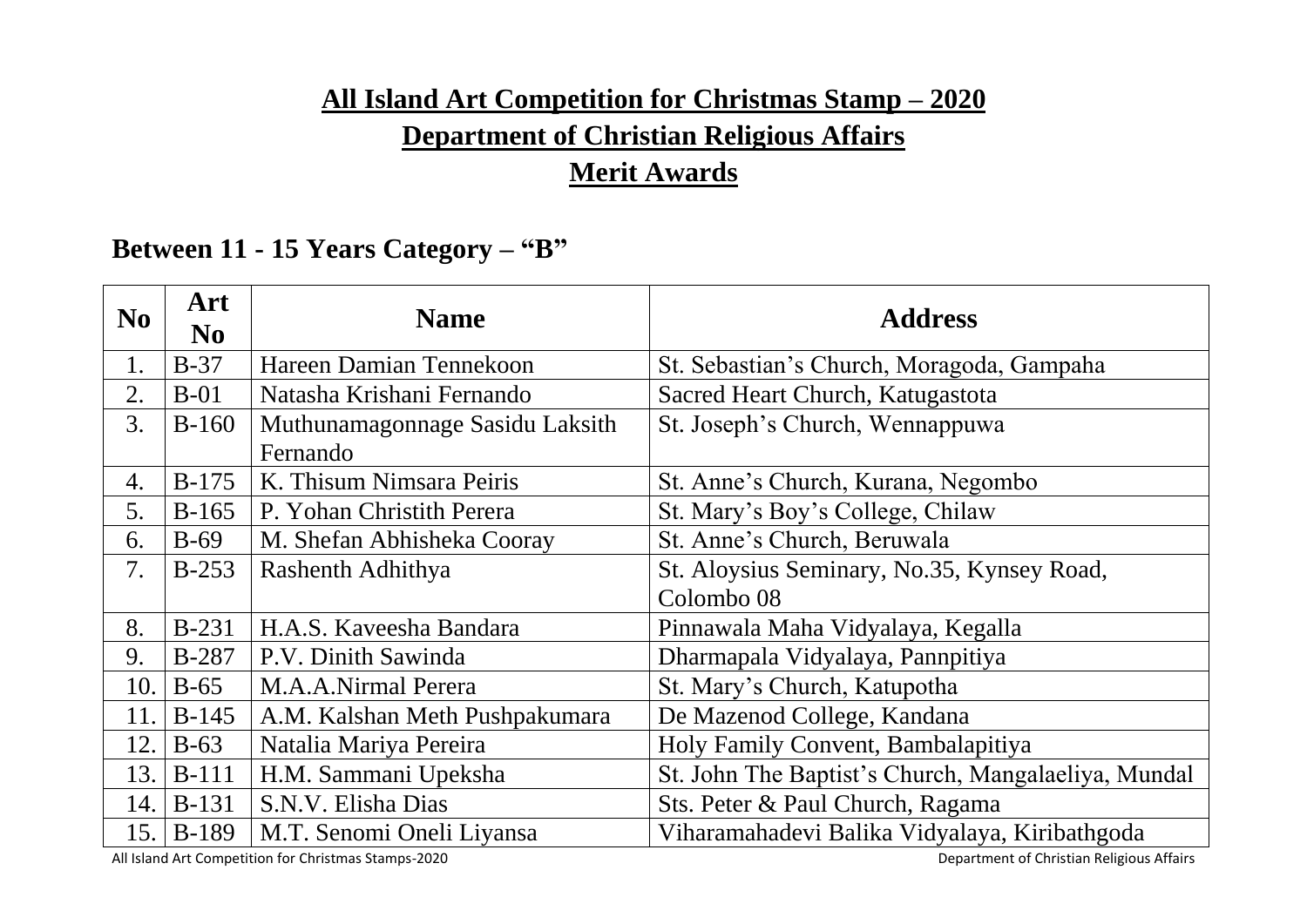# All Island Art Competition for Christmas Stamp – 2020

## Department of Christian Religious Affairs

## Merit Awards

### Between 11 - 15 Years Category – "B"

| No | Art No | Name | Address |
|---|---|---|---|
| 1. | B-37 | Hareen Damian Tennekoon | St. Sebastian's Church, Moragoda, Gampaha |
| 2. | B-01 | Natasha Krishani Fernando | Sacred Heart Church, Katugastota |
| 3. | B-160 | Muthunamagonnage Sasidu Laksith Fernando | St. Joseph's Church, Wennappuwa |
| 4. | B-175 | K. Thisum Nimsara Peiris | St. Anne's Church, Kurana, Negombo |
| 5. | B-165 | P. Yohan Christith Perera | St. Mary's Boy's College, Chilaw |
| 6. | B-69 | M. Shefan Abhisheka Cooray | St. Anne's Church, Beruwala |
| 7. | B-253 | Rashenth Adhithya | St. Aloysius Seminary, No.35, Kynsey Road, Colombo 08 |
| 8. | B-231 | H.A.S. Kaveesha Bandara | Pinnawala Maha Vidyalaya, Kegalla |
| 9. | B-287 | P.V. Dinith Sawinda | Dharmapala Vidyalaya, Pannpitiya |
| 10. | B-65 | M.A.A.Nirmal Perera | St. Mary's Church, Katupotha |
| 11. | B-145 | A.M. Kalshan Meth Pushpakumara | De Mazenod College, Kandana |
| 12. | B-63 | Natalia Mariya Pereira | Holy Family Convent, Bambalapitiya |
| 13. | B-111 | H.M. Sammani Upeksha | St. John The Baptist's Church, Mangalaeliya, Mundal |
| 14. | B-131 | S.N.V. Elisha Dias | Sts. Peter & Paul Church, Ragama |
| 15. | B-189 | M.T. Senomi Oneli Liyansa | Viharamahadevi Balika Vidyalaya, Kiribathgoda |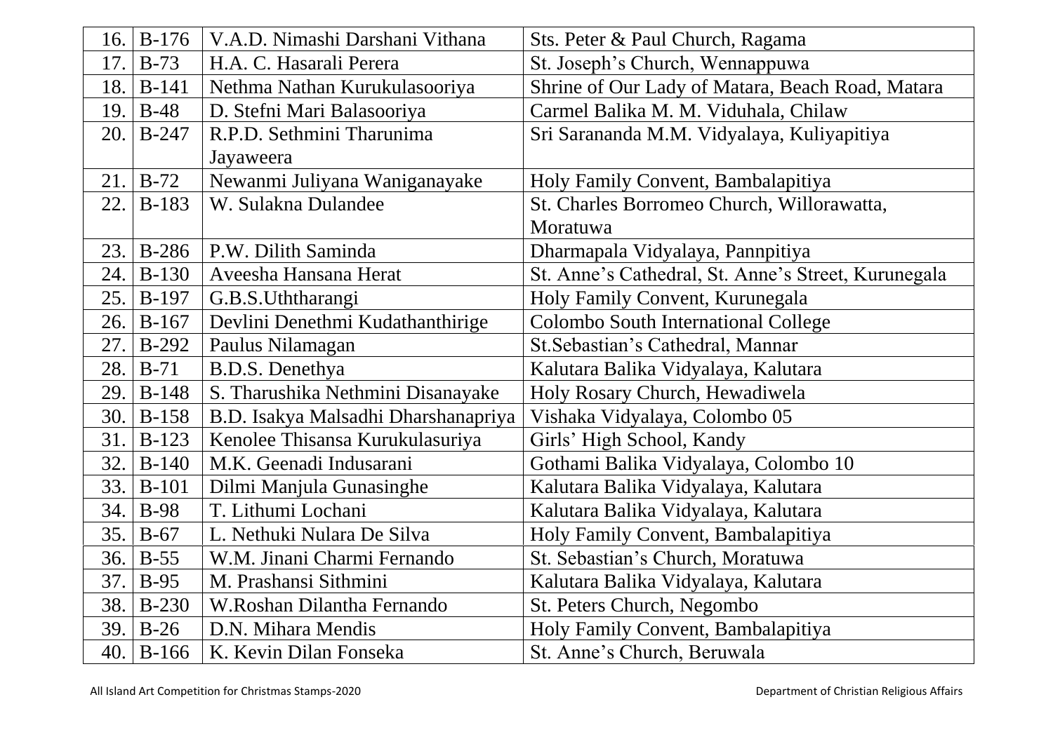| | | | |
|---|---|---|---|
| 16. | B-176 | V.A.D. Nimashi Darshani Vithana | Sts. Peter & Paul Church, Ragama |
| 17. | B-73 | H.A. C. Hasarali Perera | St. Joseph's Church, Wennappuwa |
| 18. | B-141 | Nethma Nathan Kurukulasooriya | Shrine of Our Lady of Matara, Beach Road, Matara |
| 19. | B-48 | D. Stefni Mari Balasooriya | Carmel Balika M. M. Viduhala, Chilaw |
| 20. | B-247 | R.P.D. Sethmini Tharunima Jayaweera | Sri Sarananda M.M. Vidyalaya, Kuliyapitiya |
| 21. | B-72 | Newanmi Juliyana Waniganayake | Holy Family Convent, Bambalapitiya |
| 22. | B-183 | W. Sulakna Dulandee | St. Charles Borromeo Church, Willorawatta, Moratuwa |
| 23. | B-286 | P.W. Dilith Saminda | Dharmapala Vidyalaya, Pannpitiya |
| 24. | B-130 | Aveesha Hansana Herat | St. Anne's Cathedral, St. Anne's Street, Kurunegala |
| 25. | B-197 | G.B.S.Uththarangi | Holy Family Convent, Kurunegala |
| 26. | B-167 | Devlini Denethmi Kudathanthirige | Colombo South International College |
| 27. | B-292 | Paulus Nilamagan | St.Sebastian's Cathedral, Mannar |
| 28. | B-71 | B.D.S. Denethya | Kalutara Balika Vidyalaya, Kalutara |
| 29. | B-148 | S. Tharushika Nethmini Disanayake | Holy Rosary Church, Hewadiwela |
| 30. | B-158 | B.D. Isakya Malsadhi Dharshanapriya | Vishaka Vidyalaya, Colombo 05 |
| 31. | B-123 | Kenolee Thisansa Kurukulasuriya | Girls' High School, Kandy |
| 32. | B-140 | M.K. Geenadi Indusarani | Gothami Balika Vidyalaya, Colombo 10 |
| 33. | B-101 | Dilmi Manjula Gunasinghe | Kalutara Balika Vidyalaya, Kalutara |
| 34. | B-98 | T. Lithumi Lochani | Kalutara Balika Vidyalaya, Kalutara |
| 35. | B-67 | L. Nethuki Nulara De Silva | Holy Family Convent, Bambalapitiya |
| 36. | B-55 | W.M. Jinani Charmi Fernando | St. Sebastian's Church, Moratuwa |
| 37. | B-95 | M. Prashansi Sithmini | Kalutara Balika Vidyalaya, Kalutara |
| 38. | B-230 | W.Roshan Dilantha Fernando | St. Peters Church, Negombo |
| 39. | B-26 | D.N. Mihara Mendis | Holy Family Convent, Bambalapitiya |
| 40. | B-166 | K. Kevin Dilan Fonseka | St. Anne's Church, Beruwala |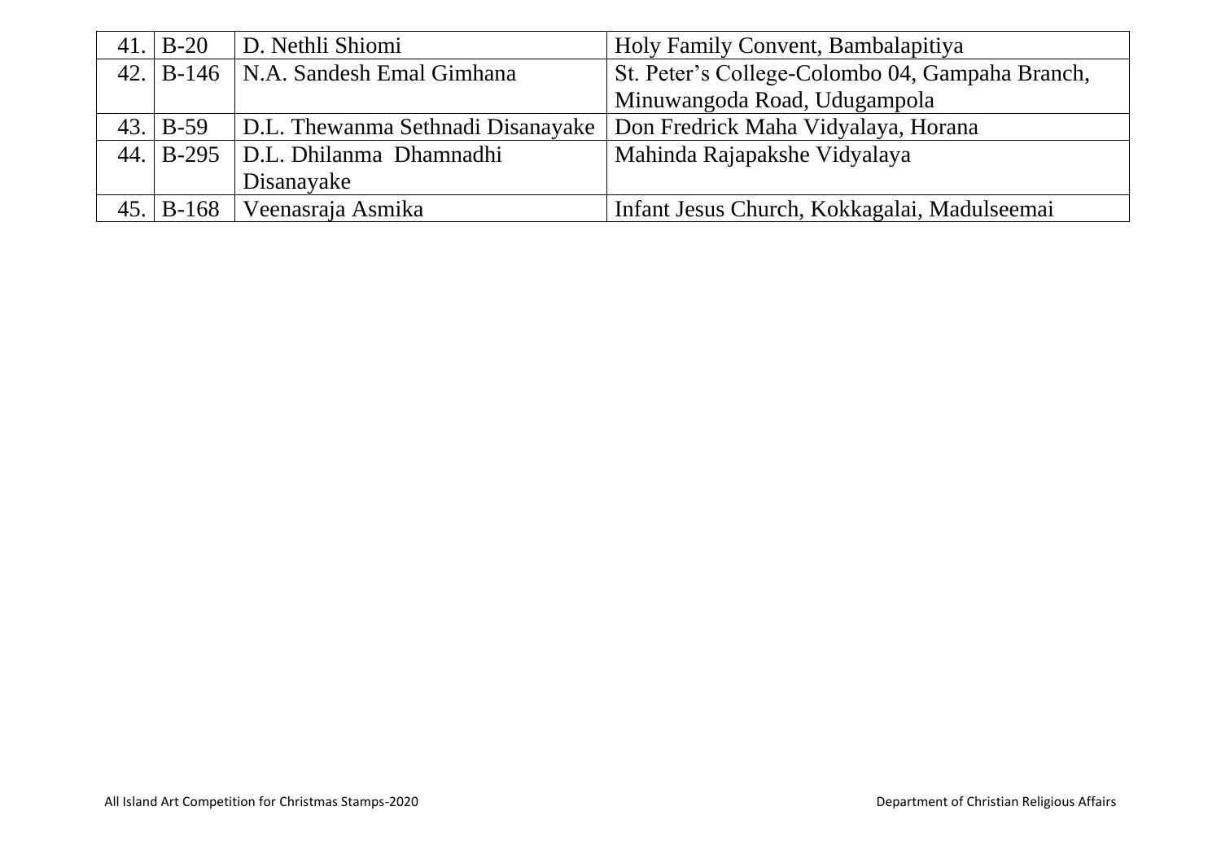| | | | |
|---|---|---|---|
| 41. | B-20 | D. Nethli Shiomi | Holy Family Convent, Bambalapitiya |
| 42. | B-146 | N.A. Sandesh Emal Gimhana | St. Peter's College-Colombo 04, Gampaha Branch, Minuwangoda Road, Udugampola |
| 43. | B-59 | D.L. Thewanma Sethnadi Disanayake | Don Fredrick Maha Vidyalaya, Horana |
| 44. | B-295 | D.L. Dhilanma Dhamnadhi Disanayake | Mahinda Rajapakshe Vidyalaya |
| 45. | B-168 | Veenasraja Asmika | Infant Jesus Church, Kokkagalai, Madulseemai |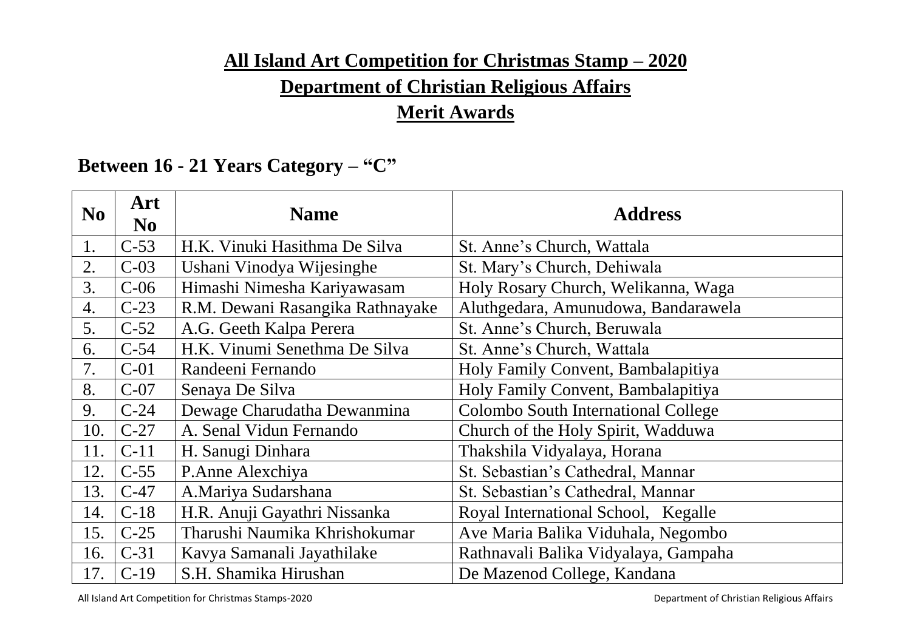# All Island Art Competition for Christmas Stamp – 2020

## Department of Christian Religious Affairs

## Merit Awards

### Between 16 - 21 Years Category – "C"

| No | Art No | Name | Address |
|---|---|---|---|
| 1. | C-53 | H.K. Vinuki Hasithma De Silva | St. Anne's Church, Wattala |
| 2. | C-03 | Ushani Vinodya Wijesinghe | St. Mary's Church, Dehiwala |
| 3. | C-06 | Himashi Nimesha Kariyawasam | Holy Rosary Church, Welikanna, Waga |
| 4. | C-23 | R.M. Dewani Rasangika Rathnayake | Aluthgedara, Amunudowa, Bandarawela |
| 5. | C-52 | A.G. Geeth Kalpa Perera | St. Anne's Church, Beruwala |
| 6. | C-54 | H.K. Vinumi Senethma De Silva | St. Anne's Church, Wattala |
| 7. | C-01 | Randeeni Fernando | Holy Family Convent, Bambalapitiya |
| 8. | C-07 | Senaya De Silva | Holy Family Convent, Bambalapitiya |
| 9. | C-24 | Dewage Charudatha Dewanmina | Colombo South International College |
| 10. | C-27 | A. Senal Vidun Fernando | Church of the Holy Spirit, Wadduwa |
| 11. | C-11 | H. Sanugi Dinhara | Thakshila Vidyalaya, Horana |
| 12. | C-55 | P.Anne Alexchiya | St. Sebastian's Cathedral, Mannar |
| 13. | C-47 | A.Mariya Sudarshana | St. Sebastian's Cathedral, Mannar |
| 14. | C-18 | H.R. Anuji Gayathri Nissanka | Royal International School, Kegalle |
| 15. | C-25 | Tharushi Naumika Khrishokumar | Ave Maria Balika Viduhala, Negombo |
| 16. | C-31 | Kavya Samanali Jayathilake | Rathnavali Balika Vidyalaya, Gampaha |
| 17. | C-19 | S.H. Shamika Hirushan | De Mazenod College, Kandana |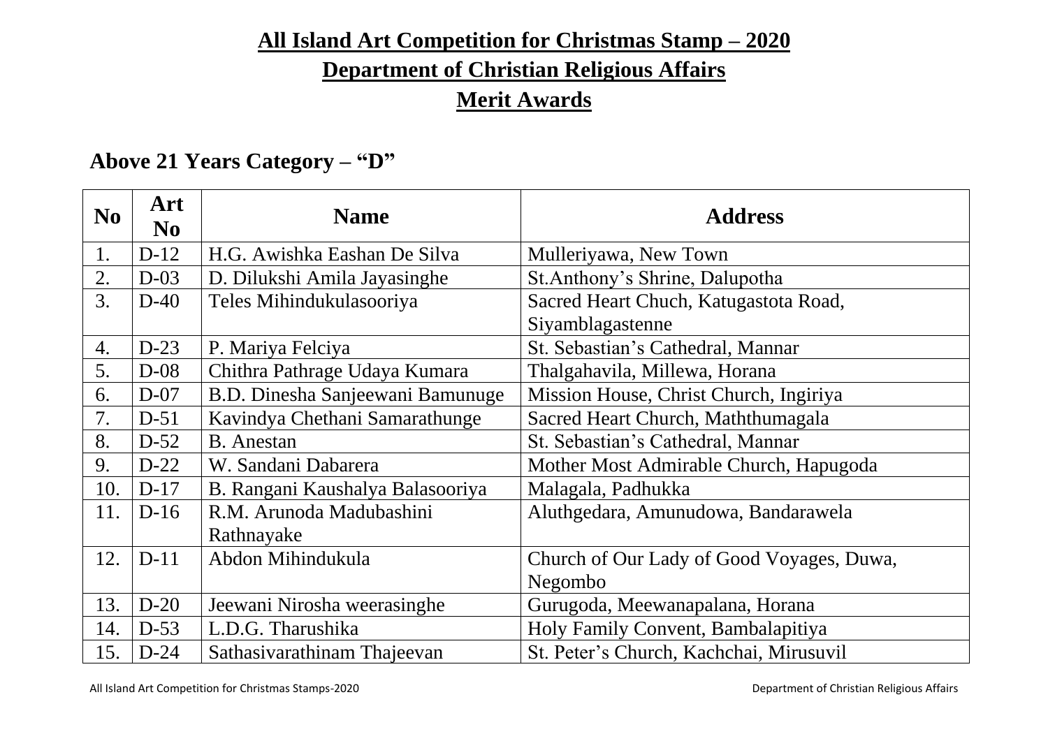# All Island Art Competition for Christmas Stamp – 2020

## Department of Christian Religious Affairs

## Merit Awards

### Above 21 Years Category – "D"

| No | Art No | Name | Address |
|---|---|---|---|
| 1. | D-12 | H.G. Awishka Eashan De Silva | Mulleriyawa, New Town |
| 2. | D-03 | D. Dilukshi Amila Jayasinghe | St.Anthony's Shrine, Dalupotha |
| 3. | D-40 | Teles Mihindukulasooriya | Sacred Heart Chuch, Katugastota Road, Siyamblagastenne |
| 4. | D-23 | P. Mariya Felciya | St. Sebastian's Cathedral, Mannar |
| 5. | D-08 | Chithra Pathrage Udaya Kumara | Thalgahavila, Millewa, Horana |
| 6. | D-07 | B.D. Dinesha Sanjeewani Bamunuge | Mission House, Christ Church, Ingiriya |
| 7. | D-51 | Kavindya Chethani Samarathunge | Sacred Heart Church, Maththumagala |
| 8. | D-52 | B. Anestan | St. Sebastian's Cathedral, Mannar |
| 9. | D-22 | W. Sandani Dabarera | Mother Most Admirable Church, Hapugoda |
| 10. | D-17 | B. Rangani Kaushalya Balasooriya | Malagala, Padhukka |
| 11. | D-16 | R.M. Arunoda Madubashini Rathnayake | Aluthgedara, Amunudowa, Bandarawela |
| 12. | D-11 | Abdon Mihindukula | Church of Our Lady of Good Voyages, Duwa, Negombo |
| 13. | D-20 | Jeewani Nirosha weerasinghe | Gurugoda, Meewanapalana, Horana |
| 14. | D-53 | L.D.G. Tharushika | Holy Family Convent, Bambalapitiya |
| 15. | D-24 | Sathasivarathinam Thajeevan | St. Peter's Church, Kachchai, Mirusuvil |